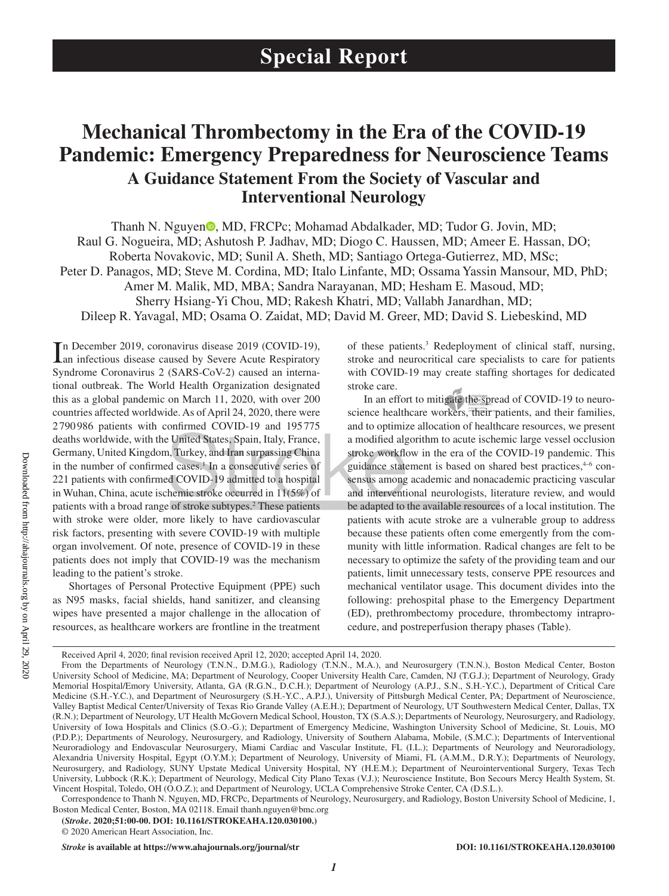# Mechanical Thrombectomy in the Era of the COVID-19 Pandemic: Emergency Preparedness for Neuroscience Teams

## A Guidance Statement From the Society of Vascular and Interventional Neurology

Thanh N. Nguyen, MD, FRCPc; Mohamad Abdalkader, MD; Tudor G. Jovin, MD; Raul G. Nogueira, MD; Ashutosh P. Jadhav, MD; Diogo C. Haussen, MD; Ameer E. Hassan, DO; Roberta Novakovic, MD; Sunil A. Sheth, MD; Santiago Ortega-Gutierrez, MD, MSc; Peter D. Panagos, MD; Steve M. Cordina, MD; Italo Linfante, MD; Ossama Yassin Mansour, MD, PhD; Amer M. Malik, MD, MBA; Sandra Narayanan, MD; Hesham E. Masoud, MD; Sherry Hsiang-Yi Chou, MD; Rakesh Khatri, MD; Vallabh Janardhan, MD; Dileep R. Yavagal, MD; Osama O. Zaidat, MD; David M. Greer, MD; David S. Liebeskind, MD

In December 2019, coronavirus disease 2019 (COVID-19), an infectious disease caused by Severe Acute Respiratory Syndrome Coronavirus 2 (SARS-CoV-2) caused an international outbreak. The World Health Organization designated this as a global pandemic on March 11, 2020, with over 200 countries affected worldwide. As of April 24, 2020, there were 2 790 986 patients with confirmed COVID-19 and 195 775 deaths worldwide, with the United States, Spain, Italy, France, Germany, United Kingdom, Turkey, and Iran surpassing China in the number of confirmed cases.[1] In a consecutive series of 221 patients with confirmed COVID-19 admitted to a hospital in Wuhan, China, acute ischemic stroke occurred in 11(5%) of patients with a broad range of stroke subtypes.[2] These patients with stroke were older, more likely to have cardiovascular risk factors, presenting with severe COVID-19 with multiple organ involvement. Of note, presence of COVID-19 in these patients does not imply that COVID-19 was the mechanism leading to the patient's stroke.

Shortages of Personal Protective Equipment (PPE) such as N95 masks, facial shields, hand sanitizer, and cleansing wipes have presented a major challenge in the allocation of resources, as healthcare workers are frontline in the treatment of these patients.[3] Redeployment of clinical staff, nursing, stroke and neurocritical care specialists to care for patients with COVID-19 may create staffing shortages for dedicated stroke care.

In an effort to mitigate the spread of COVID-19 to neuroscience healthcare workers, their patients, and their families, and to optimize allocation of healthcare resources, we present a modified algorithm to acute ischemic large vessel occlusion stroke workflow in the era of the COVID-19 pandemic. This guidance statement is based on shared best practices,[4–6] consensus among academic and nonacademic practicing vascular and interventional neurologists, literature review, and would be adapted to the available resources of a local institution. The patients with acute stroke are a vulnerable group to address because these patients often come emergently from the community with little information. Radical changes are felt to be necessary to optimize the safety of the providing team and our patients, limit unnecessary tests, conserve PPE resources and mechanical ventilator usage. This document divides into the following: prehospital phase to the Emergency Department (ED), prethrombectomy procedure, thrombectomy intraprocedure, and postreperfusion therapy phases (Table).

---

Received April 4, 2020; final revision received April 12, 2020; accepted April 14, 2020.

From the Departments of Neurology (T.N.N., D.M.G.), Radiology (T.N.N., M.A.), and Neurosurgery (T.N.N.), Boston Medical Center, Boston University School of Medicine, MA; Department of Neurology, Cooper University Health Care, Camden, NJ (T.G.J.); Department of Neurology, Grady Memorial Hospital/Emory University, Atlanta, GA (R.G.N., D.C.H.); Department of Neurology (A.P.J., S.N., S.H.-Y.C.), Department of Critical Care Medicine (S.H.-Y.C.), and Department of Neurosurgery (S.H.-Y.C., A.P.J.), University of Pittsburgh Medical Center, PA; Department of Neuroscience, Valley Baptist Medical Center/University of Texas Rio Grande Valley (A.E.H.); Department of Neurology, UT Southwestern Medical Center, Dallas, TX (R.N.); Department of Neurology, UT Health McGovern Medical School, Houston, TX (S.A.S.); Departments of Neurology, Neurosurgery, and Radiology, University of Iowa Hospitals and Clinics (S.O.-G.); Department of Emergency Medicine, Washington University School of Medicine, St. Louis, MO (P.D.P.); Departments of Neurology, Neurosurgery, and Radiology, University of Southern Alabama, Mobile, (S.M.C.); Departments of Interventional Neuroradiology and Endovascular Neurosurgery, Miami Cardiac and Vascular Institute, FL (I.L.); Departments of Neurology and Neuroradiology, Alexandria University Hospital, Egypt (O.Y.M.); Department of Neurology, University of Miami, FL (A.M.M., D.R.Y.); Departments of Neurology, Neurosurgery, and Radiology, SUNY Upstate Medical University Hospital, NY (H.E.M.); Department of Neurointerventional Surgery, Texas Tech University, Lubbock (R.K.); Department of Neurology, Medical City Plano Texas (V.J.); Neuroscience Institute, Bon Secours Mercy Health System, St. Vincent Hospital, Toledo, OH (O.O.Z.); and Department of Neurology, UCLA Comprehensive Stroke Center, CA (D.S.L.).

Correspondence to Thanh N. Nguyen, MD, FRCPc, Departments of Neurology, Neurosurgery, and Radiology, Boston University School of Medicine, 1, Boston Medical Center, Boston, MA 02118. Email thanh.nguyen@bmc.org

(*Stroke*. 2020;51:00-00. DOI: 10.1161/STROKEAHA.120.030100.)

© 2020 American Heart Association, Inc.

*Stroke* is available at https://www.ahajournals.org/journal/str DOI: 10.1161/STROKEAHA.120.030100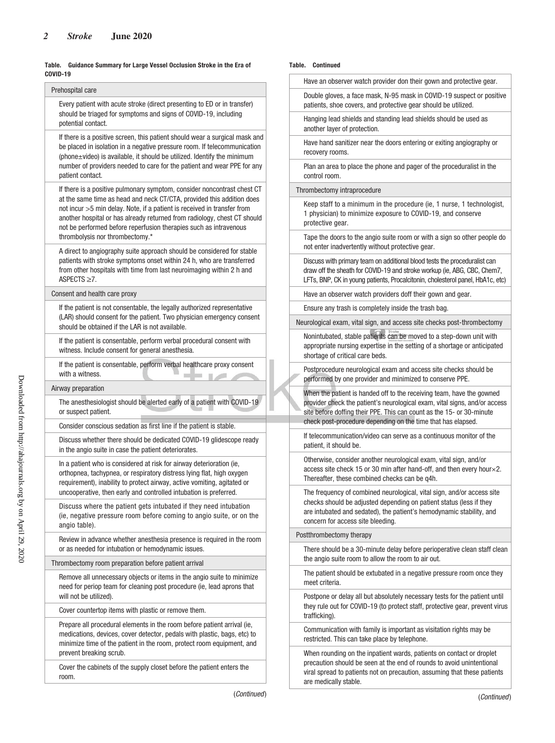**Table. Guidance Summary for Large Vessel Occlusion Stroke in the Era of COVID-19**

| Prehospital care |
|---|
| Every patient with acute stroke (direct presenting to ED or in transfer) should be triaged for symptoms and signs of COVID-19, including potential contact. |
| If there is a positive screen, this patient should wear a surgical mask and be placed in isolation in a negative pressure room. If telecommunication (phone±video) is available, it should be utilized. Identify the minimum number of providers needed to care for the patient and wear PPE for any patient contact. |
| If there is a positive pulmonary symptom, consider noncontrast chest CT at the same time as head and neck CT/CTA, provided this addition does not incur >5 min delay. Note, if a patient is received in transfer from another hospital or has already returned from radiology, chest CT should not be performed before reperfusion therapies such as intravenous thrombolysis nor thrombectomy.* |
| A direct to angiography suite approach should be considered for stable patients with stroke symptoms onset within 24 h, who are transferred from other hospitals with time from last neuroimaging within 2 h and ASPECTS ≥7. |
| **Consent and health care proxy** |
| If the patient is not consentable, the legally authorized representative (LAR) should consent for the patient. Two physician emergency consent should be obtained if the LAR is not available. |
| If the patient is consentable, perform verbal procedural consent with witness. Include consent for general anesthesia. |
| If the patient is consentable, perform verbal healthcare proxy consent with a witness. |
| **Airway preparation** |
| The anesthesiologist should be alerted early of a patient with COVID-19 or suspect patient. |
| Consider conscious sedation as first line if the patient is stable. |
| Discuss whether there should be dedicated COVID-19 glidescope ready in the angio suite in case the patient deteriorates. |
| In a patient who is considered at risk for airway deterioration (ie, orthopnea, tachypnea, or respiratory distress lying flat, high oxygen requirement), inability to protect airway, active vomiting, agitated or uncooperative, then early and controlled intubation is preferred. |
| Discuss where the patient gets intubated if they need intubation (ie, negative pressure room before coming to angio suite, or on the angio table). |
| Review in advance whether anesthesia presence is required in the room or as needed for intubation or hemodynamic issues. |
| **Thrombectomy room preparation before patient arrival** |
| Remove all unnecessary objects or items in the angio suite to minimize need for periop team for cleaning post procedure (ie, lead aprons that will not be utilized). |
| Cover countertop items with plastic or remove them. |
| Prepare all procedural elements in the room before patient arrival (ie, medications, devices, cover detector, pedals with plastic, bags, etc) to minimize time of the patient in the room, protect room equipment, and prevent breaking scrub. |
| Cover the cabinets of the supply closet before the patient enters the room. |
| Have an observer watch provider don their gown and protective gear. |
| Double gloves, a face mask, N-95 mask in COVID-19 suspect or positive patients, shoe covers, and protective gear should be utilized. |
| Hanging lead shields and standing lead shields should be used as another layer of protection. |
| Have hand sanitizer near the doors entering or exiting angiography or recovery rooms. |
| Plan an area to place the phone and pager of the proceduralist in the control room. |
| **Thrombectomy intraprocedure** |
| Keep staff to a minimum in the procedure (ie, 1 nurse, 1 technologist, 1 physician) to minimize exposure to COVID-19, and conserve protective gear. |
| Tape the doors to the angio suite room or with a sign so other people do not enter inadvertently without protective gear. |
| Discuss with primary team on additional blood tests the proceduralist can draw off the sheath for COVID-19 and stroke workup (ie, ABG, CBC, Chem7, LFTs, BNP, CK in young patients, Procalcitonin, cholesterol panel, HbA1c, etc) |
| Have an observer watch providers doff their gown and gear. |
| Ensure any trash is completely inside the trash bag. |
| **Neurological exam, vital sign, and access site checks post-thrombectomy** |
| Nonintubated, stable patients can be moved to a step-down unit with appropriate nursing expertise in the setting of a shortage or anticipated shortage of critical care beds. |
| Postprocedure neurological exam and access site checks should be performed by one provider and minimized to conserve PPE. |
| When the patient is handed off to the receiving team, have the gowned provider check the patient's neurological exam, vital signs, and/or access site before doffing their PPE. This can count as the 15- or 30-minute check post-procedure depending on the time that has elapsed. |
| If telecommunication/video can serve as a continuous monitor of the patient, it should be. |
| Otherwise, consider another neurological exam, vital sign, and/or access site check 15 or 30 min after hand-off, and then every hour×2. Thereafter, these combined checks can be q4h. |
| The frequency of combined neurological, vital sign, and/or access site checks should be adjusted depending on patient status (less if they are intubated and sedated), the patient's hemodynamic stability, and concern for access site bleeding. |
| **Postthrombectomy therapy** |
| There should be a 30-minute delay before perioperative clean staff clean the angio suite room to allow the room to air out. |
| The patient should be extubated in a negative pressure room once they meet criteria. |
| Postpone or delay all but absolutely necessary tests for the patient until they rule out for COVID-19 (to protect staff, protective gear, prevent virus trafficking). |
| Communication with family is important as visitation rights may be restricted. This can take place by telephone. |
| When rounding on the inpatient wards, patients on contact or droplet precaution should be seen at the end of rounds to avoid unintentional viral spread to patients not on precaution, assuming that these patients are medically stable. |

(*Continued*)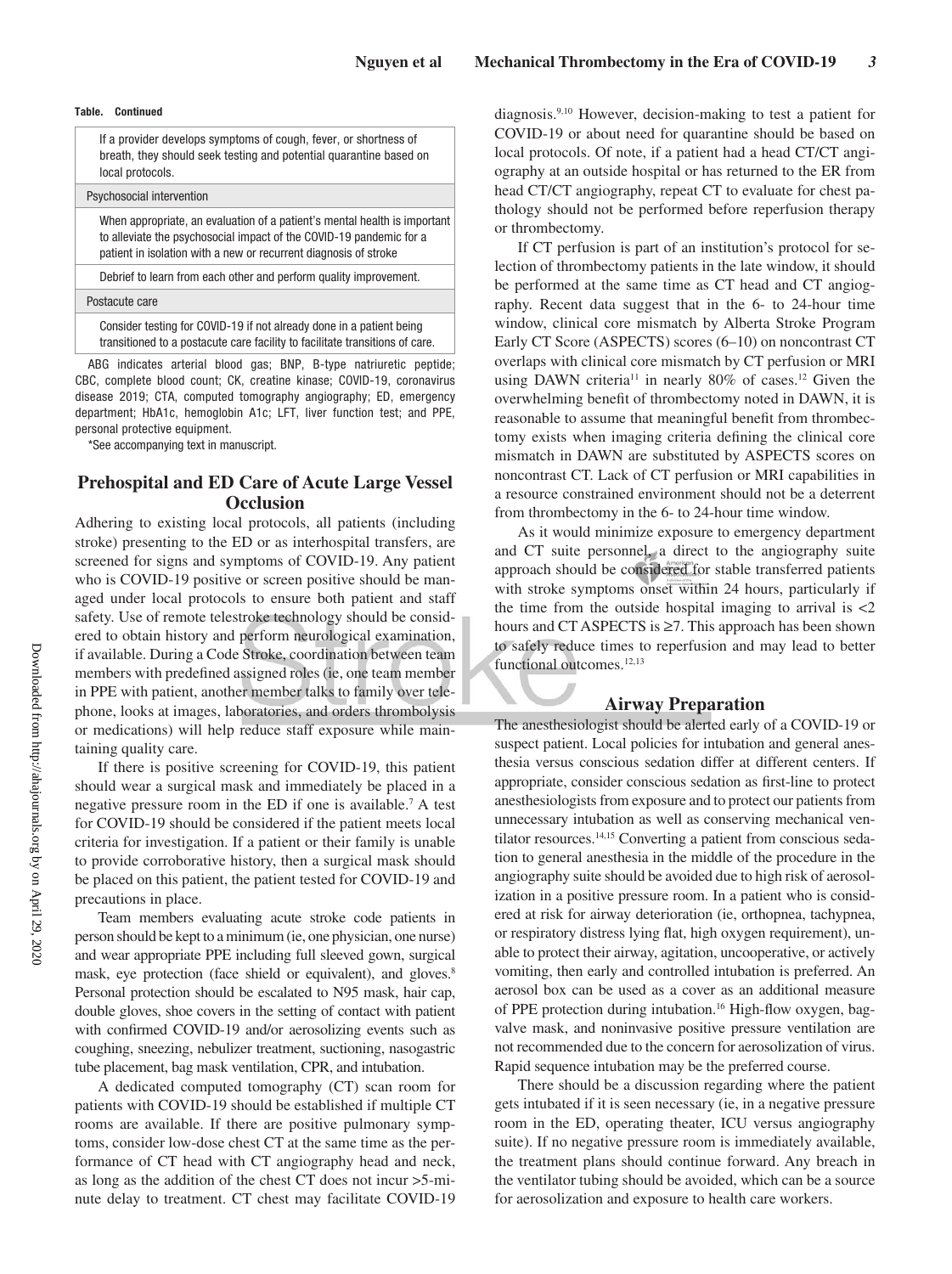**Table. Continued**

| |
|---|
| If a provider develops symptoms of cough, fever, or shortness of breath, they should seek testing and potential quarantine based on local protocols. |
| Psychosocial intervention |
| When appropriate, an evaluation of a patient's mental health is important to alleviate the psychosocial impact of the COVID-19 pandemic for a patient in isolation with a new or recurrent diagnosis of stroke |
| Debrief to learn from each other and perform quality improvement. |
| Postacute care |
| Consider testing for COVID-19 if not already done in a patient being transitioned to a postacute care facility to facilitate transitions of care. |

ABG indicates arterial blood gas; BNP, B-type natriuretic peptide; CBC, complete blood count; CK, creatine kinase; COVID-19, coronavirus disease 2019; CTA, computed tomography angiography; ED, emergency department; HbA1c, hemoglobin A1c; LFT, liver function test; and PPE, personal protective equipment.

*See accompanying text in manuscript.

## Prehospital and ED Care of Acute Large Vessel Occlusion

Adhering to existing local protocols, all patients (including stroke) presenting to the ED or as interhospital transfers, are screened for signs and symptoms of COVID-19. Any patient who is COVID-19 positive or screen positive should be managed under local protocols to ensure both patient and staff safety. Use of remote telestroke technology should be considered to obtain history and perform neurological examination, if available. During a Code Stroke, coordination between team members with predefined assigned roles (ie, one team member in PPE with patient, another member talks to family over telephone, looks at images, laboratories, and orders thrombolysis or medications) will help reduce staff exposure while maintaining quality care.

If there is positive screening for COVID-19, this patient should wear a surgical mask and immediately be placed in a negative pressure room in the ED if one is available.[7] A test for COVID-19 should be considered if the patient meets local criteria for investigation. If a patient or their family is unable to provide corroborative history, then a surgical mask should be placed on this patient, the patient tested for COVID-19 and precautions in place.

Team members evaluating acute stroke code patients in person should be kept to a minimum (ie, one physician, one nurse) and wear appropriate PPE including full sleeved gown, surgical mask, eye protection (face shield or equivalent), and gloves.[8] Personal protection should be escalated to N95 mask, hair cap, double gloves, shoe covers in the setting of contact with patient with confirmed COVID-19 and/or aerosolizing events such as coughing, sneezing, nebulizer treatment, suctioning, nasogastric tube placement, bag mask ventilation, CPR, and intubation.

A dedicated computed tomography (CT) scan room for patients with COVID-19 should be established if multiple CT rooms are available. If there are positive pulmonary symptoms, consider low-dose chest CT at the same time as the performance of CT head with CT angiography head and neck, as long as the addition of the chest CT does not incur >5-minute delay to treatment. CT chest may facilitate COVID-19 diagnosis.[9,10] However, decision-making to test a patient for COVID-19 or about need for quarantine should be based on local protocols. Of note, if a patient had a head CT/CT angiography at an outside hospital or has returned to the ER from head CT/CT angiography, repeat CT to evaluate for chest pathology should not be performed before reperfusion therapy or thrombectomy.

If CT perfusion is part of an institution's protocol for selection of thrombectomy patients in the late window, it should be performed at the same time as CT head and CT angiography. Recent data suggest that in the 6- to 24-hour time window, clinical core mismatch by Alberta Stroke Program Early CT Score (ASPECTS) scores (6–10) on noncontrast CT overlaps with clinical core mismatch by CT perfusion or MRI using DAWN criteria[11] in nearly 80% of cases.[12] Given the overwhelming benefit of thrombectomy noted in DAWN, it is reasonable to assume that meaningful benefit from thrombectomy exists when imaging criteria defining the clinical core mismatch in DAWN are substituted by ASPECTS scores on noncontrast CT. Lack of CT perfusion or MRI capabilities in a resource constrained environment should not be a deterrent from thrombectomy in the 6- to 24-hour time window.

As it would minimize exposure to emergency department and CT suite personnel, a direct to the angiography suite approach should be considered for stable transferred patients with stroke symptoms onset within 24 hours, particularly if the time from the outside hospital imaging to arrival is <2 hours and CT ASPECTS is ≥7. This approach has been shown to safely reduce times to reperfusion and may lead to better functional outcomes.[12,13]

## Airway Preparation

The anesthesiologist should be alerted early of a COVID-19 or suspect patient. Local policies for intubation and general anesthesia versus conscious sedation differ at different centers. If appropriate, consider conscious sedation as first-line to protect anesthesiologists from exposure and to protect our patients from unnecessary intubation as well as conserving mechanical ventilator resources.[14,15] Converting a patient from conscious sedation to general anesthesia in the middle of the procedure in the angiography suite should be avoided due to high risk of aerosolization in a positive pressure room. In a patient who is considered at risk for airway deterioration (ie, orthopnea, tachypnea, or respiratory distress lying flat, high oxygen requirement), unable to protect their airway, agitation, uncooperative, or actively vomiting, then early and controlled intubation is preferred. An aerosol box can be used as a cover as an additional measure of PPE protection during intubation.[16] High-flow oxygen, bag-valve mask, and noninvasive positive pressure ventilation are not recommended due to the concern for aerosolization of virus. Rapid sequence intubation may be the preferred course.

There should be a discussion regarding where the patient gets intubated if it is seen necessary (ie, in a negative pressure room in the ED, operating theater, ICU versus angiography suite). If no negative pressure room is immediately available, the treatment plans should continue forward. Any breach in the ventilator tubing should be avoided, which can be a source for aerosolization and exposure to health care workers.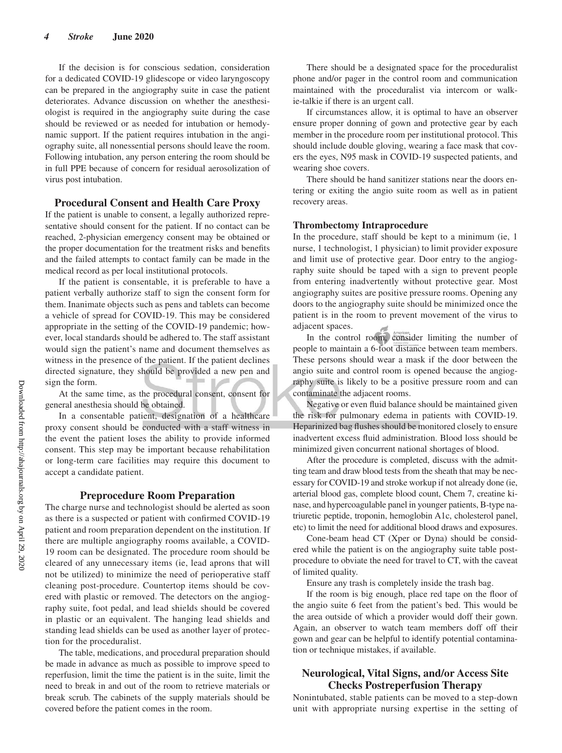If the decision is for conscious sedation, consideration for a dedicated COVID-19 glidescope or video laryngoscopy can be prepared in the angiography suite in case the patient deteriorates. Advance discussion on whether the anesthesiologist is required in the angiography suite during the case should be reviewed or as needed for intubation or hemodynamic support. If the patient requires intubation in the angiography suite, all nonessential persons should leave the room. Following intubation, any person entering the room should be in full PPE because of concern for residual aerosolization of virus post intubation.

## Procedural Consent and Health Care Proxy

If the patient is unable to consent, a legally authorized representative should consent for the patient. If no contact can be reached, 2-physician emergency consent may be obtained or the proper documentation for the treatment risks and benefits and the failed attempts to contact family can be made in the medical record as per local institutional protocols.

If the patient is consentable, it is preferable to have a patient verbally authorize staff to sign the consent form for them. Inanimate objects such as pens and tablets can become a vehicle of spread for COVID-19. This may be considered appropriate in the setting of the COVID-19 pandemic; however, local standards should be adhered to. The staff assistant would sign the patient's name and document themselves as witness in the presence of the patient. If the patient declines directed signature, they should be provided a new pen and sign the form.

At the same time, as the procedural consent, consent for general anesthesia should be obtained.

In a consentable patient, designation of a healthcare proxy consent should be conducted with a staff witness in the event the patient loses the ability to provide informed consent. This step may be important because rehabilitation or long-term care facilities may require this document to accept a candidate patient.

## Preprocedure Room Preparation

The charge nurse and technologist should be alerted as soon as there is a suspected or patient with confirmed COVID-19 patient and room preparation dependent on the institution. If there are multiple angiography rooms available, a COVID-19 room can be designated. The procedure room should be cleared of any unnecessary items (ie, lead aprons that will not be utilized) to minimize the need of perioperative staff cleaning post-procedure. Countertop items should be covered with plastic or removed. The detectors on the angiography suite, foot pedal, and lead shields should be covered in plastic or an equivalent. The hanging lead shields and standing lead shields can be used as another layer of protection for the proceduralist.

The table, medications, and procedural preparation should be made in advance as much as possible to improve speed to reperfusion, limit the time the patient is in the suite, limit the need to break in and out of the room to retrieve materials or break scrub. The cabinets of the supply materials should be covered before the patient comes in the room.

There should be a designated space for the proceduralist phone and/or pager in the control room and communication maintained with the proceduralist via intercom or walkie-talkie if there is an urgent call.

If circumstances allow, it is optimal to have an observer ensure proper donning of gown and protective gear by each member in the procedure room per institutional protocol. This should include double gloving, wearing a face mask that covers the eyes, N95 mask in COVID-19 suspected patients, and wearing shoe covers.

There should be hand sanitizer stations near the doors entering or exiting the angio suite room as well as in patient recovery areas.

### Thrombectomy Intraprocedure

In the procedure, staff should be kept to a minimum (ie, 1 nurse, 1 technologist, 1 physician) to limit provider exposure and limit use of protective gear. Door entry to the angiography suite should be taped with a sign to prevent people from entering inadvertently without protective gear. Most angiography suites are positive pressure rooms. Opening any doors to the angiography suite should be minimized once the patient is in the room to prevent movement of the virus to adjacent spaces.

In the control room, consider limiting the number of people to maintain a 6-foot distance between team members. These persons should wear a mask if the door between the angio suite and control room is opened because the angiography suite is likely to be a positive pressure room and can contaminate the adjacent rooms.

Negative or even fluid balance should be maintained given the risk for pulmonary edema in patients with COVID-19. Heparinized bag flushes should be monitored closely to ensure inadvertent excess fluid administration. Blood loss should be minimized given concurrent national shortages of blood.

After the procedure is completed, discuss with the admitting team and draw blood tests from the sheath that may be necessary for COVID-19 and stroke workup if not already done (ie, arterial blood gas, complete blood count, Chem 7, creatine kinase, and hypercoagulable panel in younger patients, B-type natriuretic peptide, troponin, hemoglobin A1c, cholesterol panel, etc) to limit the need for additional blood draws and exposures.

Cone-beam head CT (Xper or Dyna) should be considered while the patient is on the angiography suite table post-procedure to obviate the need for travel to CT, with the caveat of limited quality.

Ensure any trash is completely inside the trash bag.

If the room is big enough, place red tape on the floor of the angio suite 6 feet from the patient's bed. This would be the area outside of which a provider would doff their gown. Again, an observer to watch team members doff off their gown and gear can be helpful to identify potential contamination or technique mistakes, if available.

## Neurological, Vital Signs, and/or Access Site Checks Postreperfusion Therapy

Nonintubated, stable patients can be moved to a step-down unit with appropriate nursing expertise in the setting of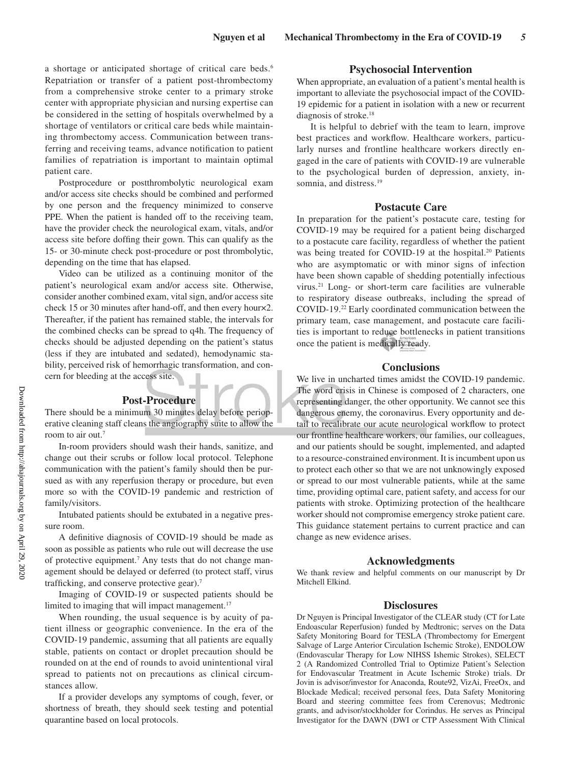a shortage or anticipated shortage of critical care beds.[6] Repatriation or transfer of a patient post-thrombectomy from a comprehensive stroke center to a primary stroke center with appropriate physician and nursing expertise can be considered in the setting of hospitals overwhelmed by a shortage of ventilators or critical care beds while maintaining thrombectomy access. Communication between transferring and receiving teams, advance notification to patient families of repatriation is important to maintain optimal patient care.

Postprocedure or postthrombolytic neurological exam and/or access site checks should be combined and performed by one person and the frequency minimized to conserve PPE. When the patient is handed off to the receiving team, have the provider check the neurological exam, vitals, and/or access site before doffing their gown. This can qualify as the 15- or 30-minute check post-procedure or post thrombolytic, depending on the time that has elapsed.

Video can be utilized as a continuing monitor of the patient's neurological exam and/or access site. Otherwise, consider another combined exam, vital sign, and/or access site check 15 or 30 minutes after hand-off, and then every hour×2. Thereafter, if the patient has remained stable, the intervals for the combined checks can be spread to q4h. The frequency of checks should be adjusted depending on the patient's status (less if they are intubated and sedated), hemodynamic stability, perceived risk of hemorrhagic transformation, and concern for bleeding at the access site.

## Post-Procedure

There should be a minimum 30 minutes delay before perioperative cleaning staff cleans the angiography suite to allow the room to air out.[7]

In-room providers should wash their hands, sanitize, and change out their scrubs or follow local protocol. Telephone communication with the patient's family should then be pursued as with any reperfusion therapy or procedure, but even more so with the COVID-19 pandemic and restriction of family/visitors.

Intubated patients should be extubated in a negative pressure room.

A definitive diagnosis of COVID-19 should be made as soon as possible as patients who rule out will decrease the use of protective equipment.[7] Any tests that do not change management should be delayed or deferred (to protect staff, virus trafficking, and conserve protective gear).[7]

Imaging of COVID-19 or suspected patients should be limited to imaging that will impact management.[17]

When rounding, the usual sequence is by acuity of patient illness or geographic convenience. In the era of the COVID-19 pandemic, assuming that all patients are equally stable, patients on contact or droplet precaution should be rounded on at the end of rounds to avoid unintentional viral spread to patients not on precautions as clinical circumstances allow.

If a provider develops any symptoms of cough, fever, or shortness of breath, they should seek testing and potential quarantine based on local protocols.

## Psychosocial Intervention

When appropriate, an evaluation of a patient's mental health is important to alleviate the psychosocial impact of the COVID-19 epidemic for a patient in isolation with a new or recurrent diagnosis of stroke.[18]

It is helpful to debrief with the team to learn, improve best practices and workflow. Healthcare workers, particularly nurses and frontline healthcare workers directly engaged in the care of patients with COVID-19 are vulnerable to the psychological burden of depression, anxiety, insomnia, and distress.[19]

## Postacute Care

In preparation for the patient's postacute care, testing for COVID-19 may be required for a patient being discharged to a postacute care facility, regardless of whether the patient was being treated for COVID-19 at the hospital.[20] Patients who are asymptomatic or with minor signs of infection have been shown capable of shedding potentially infectious virus.[21] Long- or short-term care facilities are vulnerable to respiratory disease outbreaks, including the spread of COVID-19.[22] Early coordinated communication between the primary team, case management, and postacute care facilities is important to reduce bottlenecks in patient transitions once the patient is medically ready.

## Conclusions

We live in uncharted times amidst the COVID-19 pandemic. The word crisis in Chinese is composed of 2 characters, one representing danger, the other opportunity. We cannot see this dangerous enemy, the coronavirus. Every opportunity and detail to recalibrate our acute neurological workflow to protect our frontline healthcare workers, our families, our colleagues, and our patients should be sought, implemented, and adapted to a resource-constrained environment. It is incumbent upon us to protect each other so that we are not unknowingly exposed or spread to our most vulnerable patients, while at the same time, providing optimal care, patient safety, and access for our patients with stroke. Optimizing protection of the healthcare worker should not compromise emergency stroke patient care. This guidance statement pertains to current practice and can change as new evidence arises.

## Acknowledgments

We thank review and helpful comments on our manuscript by Dr Mitchell Elkind.

## Disclosures

Dr Nguyen is Principal Investigator of the CLEAR study (CT for Late Endoascular Reperfusion) funded by Medtronic; serves on the Data Safety Monitoring Board for TESLA (Thrombectomy for Emergent Salvage of Large Anterior Circulation Ischemic Stroke), ENDOLOW (Endovascular Therapy for Low NIHSS Ishemic Strokes), SELECT 2 (A Randomized Controlled Trial to Optimize Patient's Selection for Endovascular Treatment in Acute Ischemic Stroke) trials. Dr Jovin is advisor/investor for Anaconda, Route92, VizAi, FreeOx, and Blockade Medical; received personal fees, Data Safety Monitoring Board and steering committee fees from Cerenovus; Medtronic grants, and advisor/stockholder for Corindus. He serves as Principal Investigator for the DAWN (DWI or CTP Assessment With Clinical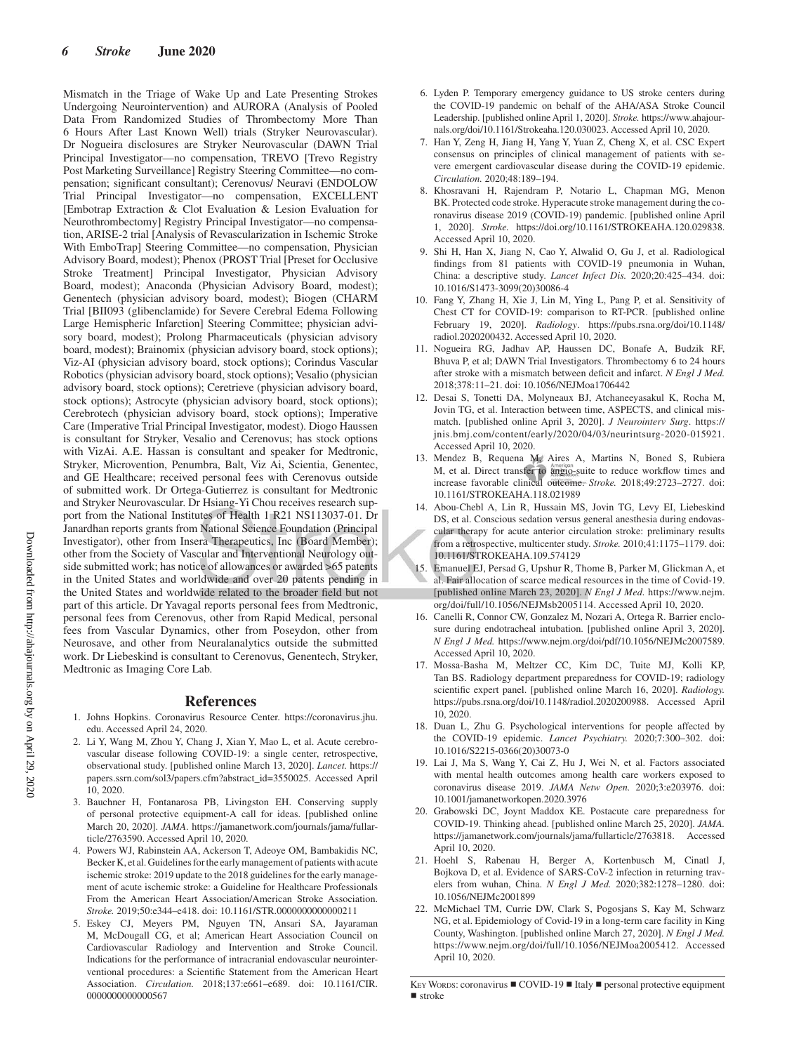Mismatch in the Triage of Wake Up and Late Presenting Strokes Undergoing Neurointervention) and AURORA (Analysis of Pooled Data From Randomized Studies of Thrombectomy More Than 6 Hours After Last Known Well) trials (Stryker Neurovascular). Dr Nogueira disclosures are Stryker Neurovascular (DAWN Trial Principal Investigator—no compensation, TREVO [Trevo Registry Post Marketing Surveillance] Registry Steering Committee—no compensation; significant consultant); Cerenovus/ Neuravi (ENDOLOW Trial Principal Investigator—no compensation, EXCELLENT [Embotrap Extraction & Clot Evaluation & Lesion Evaluation for Neurothrombectomy] Registry Principal Investigator—no compensation, ARISE-2 trial [Analysis of Revascularization in Ischemic Stroke With EmboTrap] Steering Committee—no compensation, Physician Advisory Board, modest); Phenox (PROST Trial [Preset for Occlusive Stroke Treatment] Principal Investigator, Physician Advisory Board, modest); Anaconda (Physician Advisory Board, modest); Genentech (physician advisory board, modest); Biogen (CHARM Trial [BII093 (glibenclamide) for Severe Cerebral Edema Following Large Hemispheric Infarction] Steering Committee; physician advisory board, modest); Prolong Pharmaceuticals (physician advisory board, modest); Brainomix (physician advisory board, stock options); Viz-AI (physician advisory board, stock options); Corindus Vascular Robotics (physician advisory board, stock options); Vesalio (physician advisory board, stock options); Ceretrieve (physician advisory board, stock options); Astrocyte (physician advisory board, stock options); Cerebrotech (physician advisory board, stock options); Imperative Care (Imperative Trial Principal Investigator, modest). Diogo Haussen is consultant for Stryker, Vesalio and Cerenovus; has stock options with VizAi. A.E. Hassan is consultant and speaker for Medtronic, Stryker, Microvention, Penumbra, Balt, Viz Ai, Scientia, Genentec, and GE Healthcare; received personal fees with Cerenovus outside of submitted work. Dr Ortega-Gutierrez is consultant for Medtronic and Stryker Neurovascular. Dr Hsiang-Yi Chou receives research support from the National Institutes of Health 1 R21 NS113037-01. Dr Janardhan reports grants from National Science Foundation (Principal Investigator), other from Insera Therapeutics, Inc (Board Member); other from the Society of Vascular and Interventional Neurology outside submitted work; has notice of allowances or awarded >65 patents in the United States and worldwide and over 20 patents pending in the United States and worldwide related to the broader field but not part of this article. Dr Yavagal reports personal fees from Medtronic, personal fees from Cerenovus, other from Rapid Medical, personal fees from Vascular Dynamics, other from Poseydon, other from Neurosave, and other from Neuralanalytics outside the submitted work. Dr Liebeskind is consultant to Cerenovus, Genentech, Stryker, Medtronic as Imaging Core Lab.

## References

1. Johns Hopkins. Coronavirus Resource Center. https://coronavirus.jhu.edu. Accessed April 24, 2020.
2. Li Y, Wang M, Zhou Y, Chang J, Xian Y, Mao L, et al. Acute cerebrovascular disease following COVID-19: a single center, retrospective, observational study. [published online March 13, 2020]. *Lancet.* https://papers.ssrn.com/sol3/papers.cfm?abstract_id=3550025. Accessed April 10, 2020.
3. Bauchner H, Fontanarosa PB, Livingston EH. Conserving supply of personal protective equipment-A call for ideas. [published online March 20, 2020]. *JAMA*. https://jamanetwork.com/journals/jama/fullarticle/2763590. Accessed April 10, 2020.
4. Powers WJ, Rabinstein AA, Ackerson T, Adeoye OM, Bambakidis NC, Becker K, et al. Guidelines for the early management of patients with acute ischemic stroke: 2019 update to the 2018 guidelines for the early management of acute ischemic stroke: a Guideline for Healthcare Professionals From the American Heart Association/American Stroke Association. *Stroke.* 2019;50:e344–e418. doi: 10.1161/STR.0000000000000211
5. Eskey CJ, Meyers PM, Nguyen TN, Ansari SA, Jayaraman M, McDougall CG, et al; American Heart Association Council on Cardiovascular Radiology and Intervention and Stroke Council. Indications for the performance of intracranial endovascular neurointerventional procedures: a Scientific Statement from the American Heart Association. *Circulation.* 2018;137:e661–e689. doi: 10.1161/CIR.0000000000000567
6. Lyden P. Temporary emergency guidance to US stroke centers during the COVID-19 pandemic on behalf of the AHA/ASA Stroke Council Leadership. [published online April 1, 2020]. *Stroke.* https://www.ahajournals.org/doi/10.1161/Strokeaha.120.030023. Accessed April 10, 2020.
7. Han Y, Zeng H, Jiang H, Yang Y, Yuan Z, Cheng X, et al. CSC Expert consensus on principles of clinical management of patients with severe emergent cardiovascular disease during the COVID-19 epidemic. *Circulation.* 2020;48:189–194.
8. Khosravani H, Rajendram P, Notario L, Chapman MG, Menon BK. Protected code stroke. Hyperacute stroke management during the coronavirus disease 2019 (COVID-19) pandemic. [published online April 1, 2020]. *Stroke.* https://doi.org/10.1161/STROKEAHA.120.029838. Accessed April 10, 2020.
9. Shi H, Han X, Jiang N, Cao Y, Alwalid O, Gu J, et al. Radiological findings from 81 patients with COVID-19 pneumonia in Wuhan, China: a descriptive study. *Lancet Infect Dis.* 2020;20:425–434. doi: 10.1016/S1473-3099(20)30086-4
10. Fang Y, Zhang H, Xie J, Lin M, Ying L, Pang P, et al. Sensitivity of Chest CT for COVID-19: comparison to RT-PCR. [published online February 19, 2020]. *Radiology*. https://pubs.rsna.org/doi/10.1148/radiol.2020200432. Accessed April 10, 2020.
11. Nogueira RG, Jadhav AP, Haussen DC, Bonafe A, Budzik RF, Bhuva P, et al; DAWN Trial Investigators. Thrombectomy 6 to 24 hours after stroke with a mismatch between deficit and infarct. *N Engl J Med.* 2018;378:11–21. doi: 10.1056/NEJMoa1706442
12. Desai S, Tonetti DA, Molyneaux BJ, Atchaneeyasakul K, Rocha M, Jovin TG, et al. Interaction between time, ASPECTS, and clinical mismatch. [published online April 3, 2020]. *J Neurointerv Surg*. https://jnis.bmj.com/content/early/2020/04/03/neurintsurg-2020-015921. Accessed April 10, 2020.
13. Mendez B, Requena M, Aires A, Martins N, Boned S, Rubiera M, et al. Direct transfer to angio-suite to reduce workflow times and increase favorable clinical outcome. *Stroke.* 2018;49:2723–2727. doi: 10.1161/STROKEAHA.118.021989
14. Abou-Chebl A, Lin R, Hussain MS, Jovin TG, Levy EI, Liebeskind DS, et al. Conscious sedation versus general anesthesia during endovascular therapy for acute anterior circulation stroke: preliminary results from a retrospective, multicenter study. *Stroke.* 2010;41:1175–1179. doi: 10.1161/STROKEAHA.109.574129
15. Emanuel EJ, Persad G, Upshur R, Thome B, Parker M, Glickman A, et al. Fair allocation of scarce medical resources in the time of Covid-19. [published online March 23, 2020]. *N Engl J Med.* https://www.nejm.org/doi/full/10.1056/NEJMsb2005114. Accessed April 10, 2020.
16. Canelli R, Connor CW, Gonzalez M, Nozari A, Ortega R. Barrier enclosure during endotracheal intubation. [published online April 3, 2020]. *N Engl J Med.* https://www.nejm.org/doi/pdf/10.1056/NEJMc2007589. Accessed April 10, 2020.
17. Mossa-Basha M, Meltzer CC, Kim DC, Tuite MJ, Kolli KP, Tan BS. Radiology department preparedness for COVID-19; radiology scientific expert panel. [published online March 16, 2020]. *Radiology.* https://pubs.rsna.org/doi/10.1148/radiol.2020200988. Accessed April 10, 2020.
18. Duan L, Zhu G. Psychological interventions for people affected by the COVID-19 epidemic. *Lancet Psychiatry.* 2020;7:300–302. doi: 10.1016/S2215-0366(20)30073-0
19. Lai J, Ma S, Wang Y, Cai Z, Hu J, Wei N, et al. Factors associated with mental health outcomes among health care workers exposed to coronavirus disease 2019. *JAMA Netw Open.* 2020;3:e203976. doi: 10.1001/jamanetworkopen.2020.3976
20. Grabowski DC, Joynt Maddox KE. Postacute care preparedness for COVID-19. Thinking ahead. [published online March 25, 2020]. *JAMA.* https://jamanetwork.com/journals/jama/fullarticle/2763818. Accessed April 10, 2020.
21. Hoehl S, Rabenau H, Berger A, Kortenbusch M, Cinatl J, Bojkova D, et al. Evidence of SARS-CoV-2 infection in returning travelers from wuhan, China. *N Engl J Med.* 2020;382:1278–1280. doi: 10.1056/NEJMc2001899
22. McMichael TM, Currie DW, Clark S, Pogosjans S, Kay M, Schwarz NG, et al. Epidemiology of Covid-19 in a long-term care facility in King County, Washington. [published online March 27, 2020]. *N Engl J Med.* https://www.nejm.org/doi/full/10.1056/NEJMoa2005412. Accessed April 10, 2020.

Key Words: coronavirus ■ COVID-19 ■ Italy ■ personal protective equipment ■ stroke